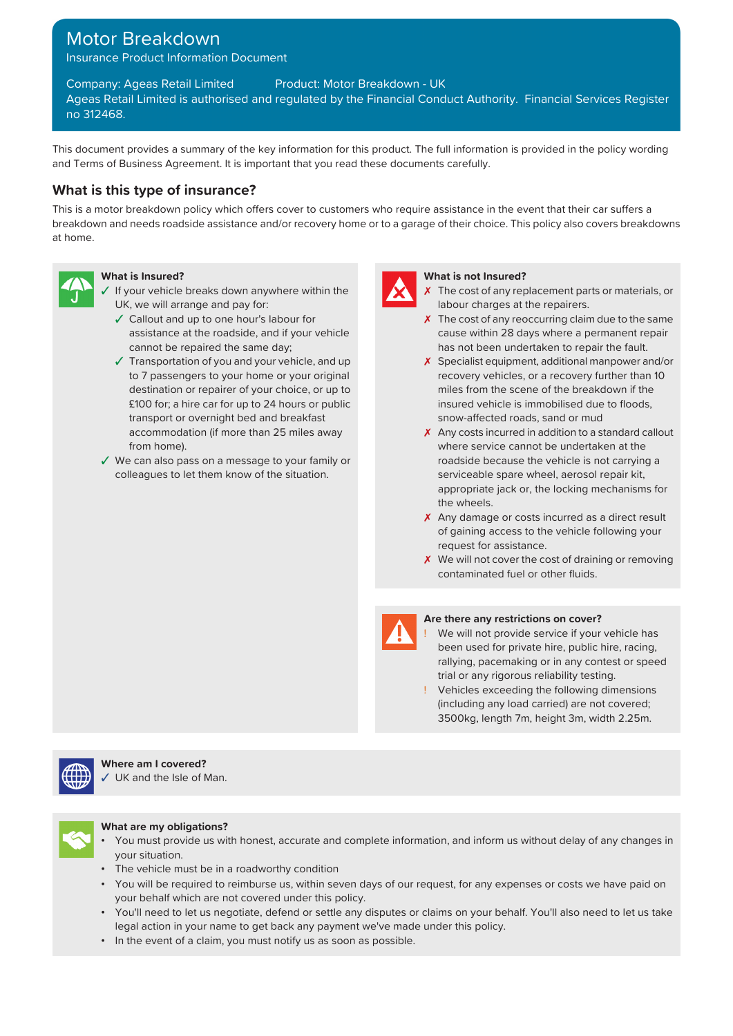# Motor Breakdown

Insurance Product Information Document

Company: Ageas Retail Limited    Product: Motor Breakdown - UK

Ageas Retail Limited is authorised and regulated by the Financial Conduct Authority. Financial Services Register no 312468.

This document provides a summary of the key information for this product. The full information is provided in the policy wording and Terms of Business Agreement. It is important that you read these documents carefully.

## What is this type of insurance?

This is a motor breakdown policy which offers cover to customers who require assistance in the event that their car suffers a breakdown and needs roadside assistance and/or recovery home or to a garage of their choice. This policy also covers breakdowns at home.

### What is Insured?

- ✓ If your vehicle breaks down anywhere within the UK, we will arrange and pay for:
  - ✓ Callout and up to one hour's labour for assistance at the roadside, and if your vehicle cannot be repaired the same day;
  - ✓ Transportation of you and your vehicle, and up to 7 passengers to your home or your original destination or repairer of your choice, or up to £100 for; a hire car for up to 24 hours or public transport or overnight bed and breakfast accommodation (if more than 25 miles away from home).
- ✓ We can also pass on a message to your family or colleagues to let them know of the situation.

### What is not Insured?

- ✗ The cost of any replacement parts or materials, or labour charges at the repairers.
- ✗ The cost of any reoccurring claim due to the same cause within 28 days where a permanent repair has not been undertaken to repair the fault.
- ✗ Specialist equipment, additional manpower and/or recovery vehicles, or a recovery further than 10 miles from the scene of the breakdown if the insured vehicle is immobilised due to floods, snow-affected roads, sand or mud
- ✗ Any costs incurred in addition to a standard callout where service cannot be undertaken at the roadside because the vehicle is not carrying a serviceable spare wheel, aerosol repair kit, appropriate jack or, the locking mechanisms for the wheels.
- ✗ Any damage or costs incurred as a direct result of gaining access to the vehicle following your request for assistance.
- ✗ We will not cover the cost of draining or removing contaminated fuel or other fluids.

### Are there any restrictions on cover?

- ! We will not provide service if your vehicle has been used for private hire, public hire, racing, rallying, pacemaking or in any contest or speed trial or any rigorous reliability testing.
- ! Vehicles exceeding the following dimensions (including any load carried) are not covered; 3500kg, length 7m, height 3m, width 2.25m.

### Where am I covered?

- ✓ UK and the Isle of Man.

### What are my obligations?

- You must provide us with honest, accurate and complete information, and inform us without delay of any changes in your situation.
- The vehicle must be in a roadworthy condition
- You will be required to reimburse us, within seven days of our request, for any expenses or costs we have paid on your behalf which are not covered under this policy.
- You'll need to let us negotiate, defend or settle any disputes or claims on your behalf. You'll also need to let us take legal action in your name to get back any payment we've made under this policy.
- In the event of a claim, you must notify us as soon as possible.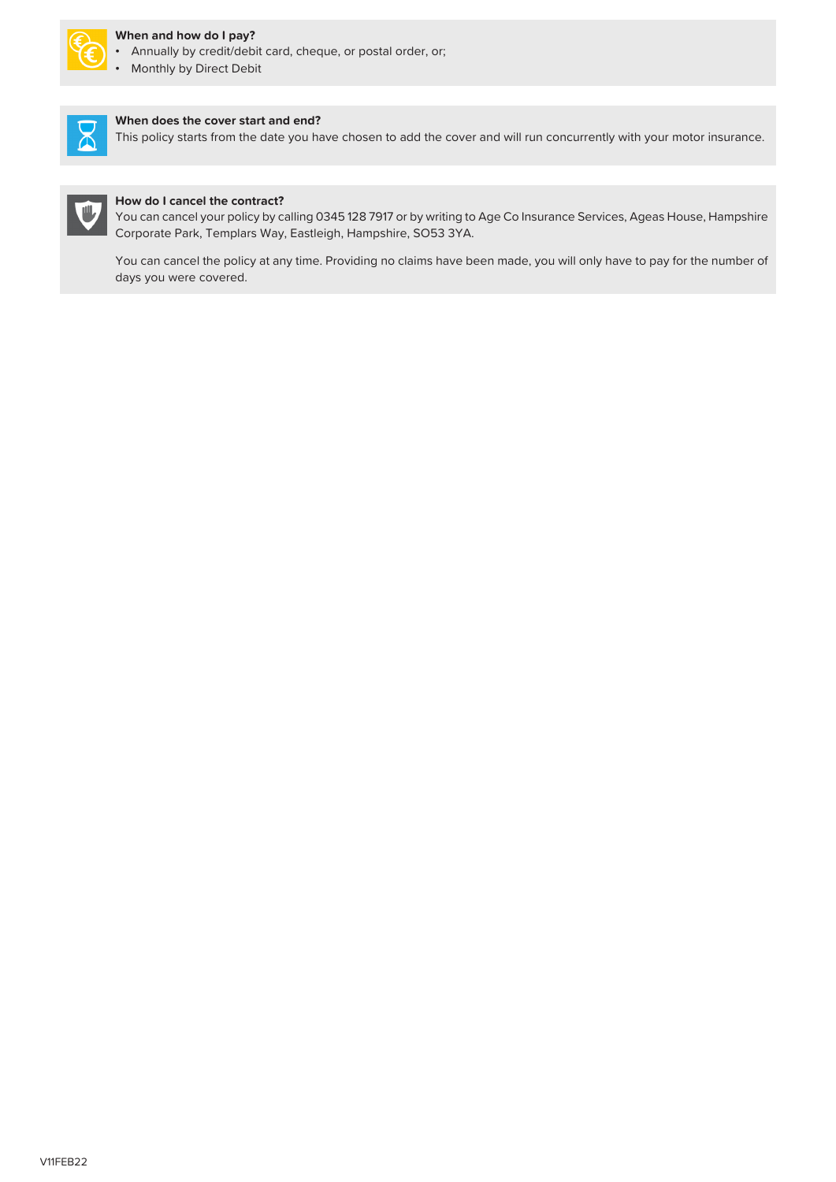**When and how do I pay?**

- Annually by credit/debit card, cheque, or postal order, or;
- Monthly by Direct Debit

**When does the cover start and end?**

This policy starts from the date you have chosen to add the cover and will run concurrently with your motor insurance.

**How do I cancel the contract?**

You can cancel your policy by calling 0345 128 7917 or by writing to Age Co Insurance Services, Ageas House, Hampshire Corporate Park, Templars Way, Eastleigh, Hampshire, SO53 3YA.

You can cancel the policy at any time. Providing no claims have been made, you will only have to pay for the number of days you were covered.

V11FEB22